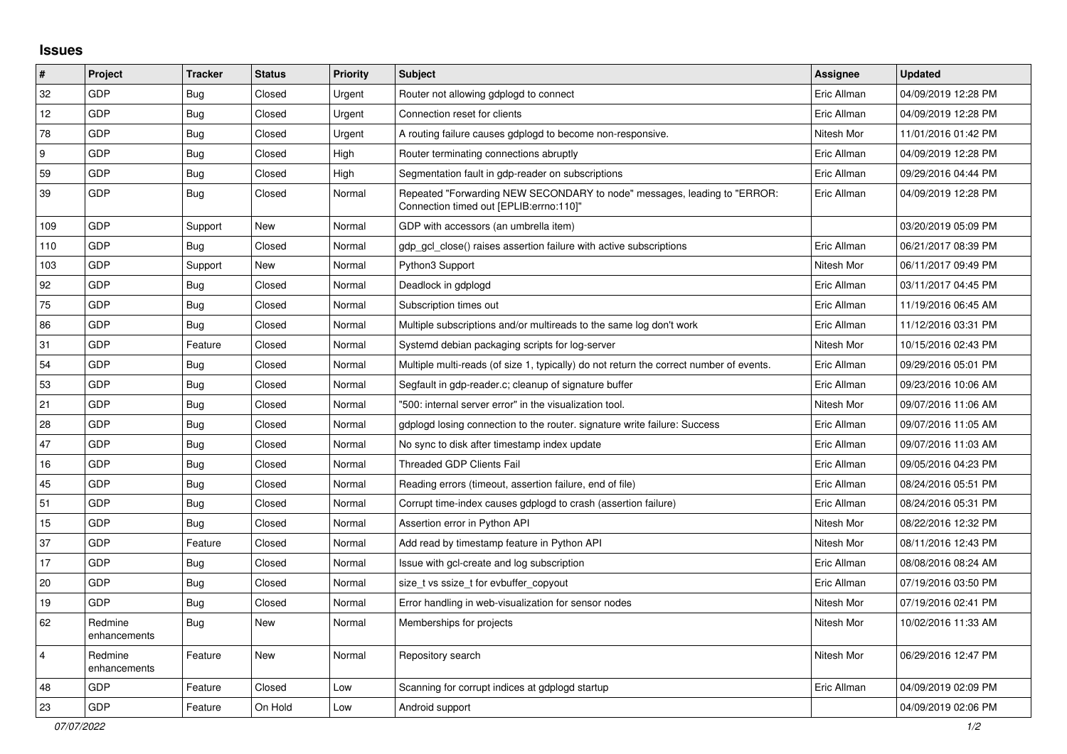## Issues

| # | Project | Tracker | Status | Priority | Subject | Assignee | Updated |
|---|---|---|---|---|---|---|---|
| 32 | GDP | Bug | Closed | Urgent | Router not allowing gdplogd to connect | Eric Allman | 04/09/2019 12:28 PM |
| 12 | GDP | Bug | Closed | Urgent | Connection reset for clients | Eric Allman | 04/09/2019 12:28 PM |
| 78 | GDP | Bug | Closed | Urgent | A routing failure causes gdplogd to become non-responsive. | Nitesh Mor | 11/01/2016 01:42 PM |
| 9 | GDP | Bug | Closed | High | Router terminating connections abruptly | Eric Allman | 04/09/2019 12:28 PM |
| 59 | GDP | Bug | Closed | High | Segmentation fault in gdp-reader on subscriptions | Eric Allman | 09/29/2016 04:44 PM |
| 39 | GDP | Bug | Closed | Normal | Repeated "Forwarding NEW SECONDARY to node" messages, leading to "ERROR: Connection timed out [EPLIB:errno:110]" | Eric Allman | 04/09/2019 12:28 PM |
| 109 | GDP | Support | New | Normal | GDP with accessors (an umbrella item) | | 03/20/2019 05:09 PM |
| 110 | GDP | Bug | Closed | Normal | gdp_gcl_close() raises assertion failure with active subscriptions | Eric Allman | 06/21/2017 08:39 PM |
| 103 | GDP | Support | New | Normal | Python3 Support | Nitesh Mor | 06/11/2017 09:49 PM |
| 92 | GDP | Bug | Closed | Normal | Deadlock in gdplogd | Eric Allman | 03/11/2017 04:45 PM |
| 75 | GDP | Bug | Closed | Normal | Subscription times out | Eric Allman | 11/19/2016 06:45 AM |
| 86 | GDP | Bug | Closed | Normal | Multiple subscriptions and/or multireads to the same log don't work | Eric Allman | 11/12/2016 03:31 PM |
| 31 | GDP | Feature | Closed | Normal | Systemd debian packaging scripts for log-server | Nitesh Mor | 10/15/2016 02:43 PM |
| 54 | GDP | Bug | Closed | Normal | Multiple multi-reads (of size 1, typically) do not return the correct number of events. | Eric Allman | 09/29/2016 05:01 PM |
| 53 | GDP | Bug | Closed | Normal | Segfault in gdp-reader.c; cleanup of signature buffer | Eric Allman | 09/23/2016 10:06 AM |
| 21 | GDP | Bug | Closed | Normal | "500: internal server error" in the visualization tool. | Nitesh Mor | 09/07/2016 11:06 AM |
| 28 | GDP | Bug | Closed | Normal | gdplogd losing connection to the router. signature write failure: Success | Eric Allman | 09/07/2016 11:05 AM |
| 47 | GDP | Bug | Closed | Normal | No sync to disk after timestamp index update | Eric Allman | 09/07/2016 11:03 AM |
| 16 | GDP | Bug | Closed | Normal | Threaded GDP Clients Fail | Eric Allman | 09/05/2016 04:23 PM |
| 45 | GDP | Bug | Closed | Normal | Reading errors (timeout, assertion failure, end of file) | Eric Allman | 08/24/2016 05:51 PM |
| 51 | GDP | Bug | Closed | Normal | Corrupt time-index causes gdplogd to crash (assertion failure) | Eric Allman | 08/24/2016 05:31 PM |
| 15 | GDP | Bug | Closed | Normal | Assertion error in Python API | Nitesh Mor | 08/22/2016 12:32 PM |
| 37 | GDP | Feature | Closed | Normal | Add read by timestamp feature in Python API | Nitesh Mor | 08/11/2016 12:43 PM |
| 17 | GDP | Bug | Closed | Normal | Issue with gcl-create and log subscription | Eric Allman | 08/08/2016 08:24 AM |
| 20 | GDP | Bug | Closed | Normal | size_t vs ssize_t for evbuffer_copyout | Eric Allman | 07/19/2016 03:50 PM |
| 19 | GDP | Bug | Closed | Normal | Error handling in web-visualization for sensor nodes | Nitesh Mor | 07/19/2016 02:41 PM |
| 62 | Redmine enhancements | Bug | New | Normal | Memberships for projects | Nitesh Mor | 10/02/2016 11:33 AM |
| 4 | Redmine enhancements | Feature | New | Normal | Repository search | Nitesh Mor | 06/29/2016 12:47 PM |
| 48 | GDP | Feature | Closed | Low | Scanning for corrupt indices at gdplogd startup | Eric Allman | 04/09/2019 02:09 PM |
| 23 | GDP | Feature | On Hold | Low | Android support | | 04/09/2019 02:06 PM |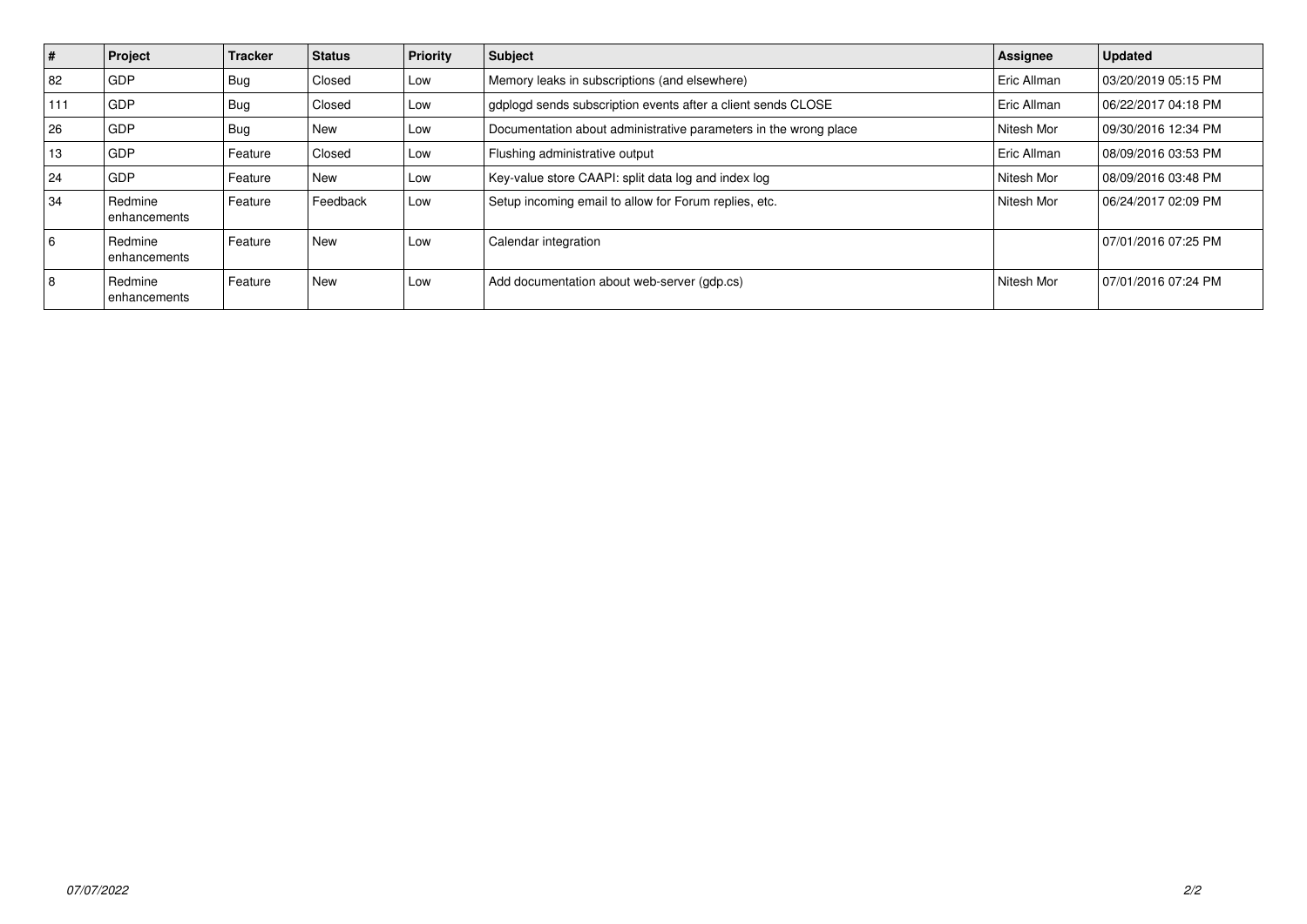| # | Project | Tracker | Status | Priority | Subject | Assignee | Updated |
|---|---|---|---|---|---|---|---|
| 82 | GDP | Bug | Closed | Low | Memory leaks in subscriptions (and elsewhere) | Eric Allman | 03/20/2019 05:15 PM |
| 111 | GDP | Bug | Closed | Low | gdplogd sends subscription events after a client sends CLOSE | Eric Allman | 06/22/2017 04:18 PM |
| 26 | GDP | Bug | New | Low | Documentation about administrative parameters in the wrong place | Nitesh Mor | 09/30/2016 12:34 PM |
| 13 | GDP | Feature | Closed | Low | Flushing administrative output | Eric Allman | 08/09/2016 03:53 PM |
| 24 | GDP | Feature | New | Low | Key-value store CAAPI: split data log and index log | Nitesh Mor | 08/09/2016 03:48 PM |
| 34 | Redmine enhancements | Feature | Feedback | Low | Setup incoming email to allow for Forum replies, etc. | Nitesh Mor | 06/24/2017 02:09 PM |
| 6 | Redmine enhancements | Feature | New | Low | Calendar integration | | 07/01/2016 07:25 PM |
| 8 | Redmine enhancements | Feature | New | Low | Add documentation about web-server (gdp.cs) | Nitesh Mor | 07/01/2016 07:24 PM |

*07/07/2022*